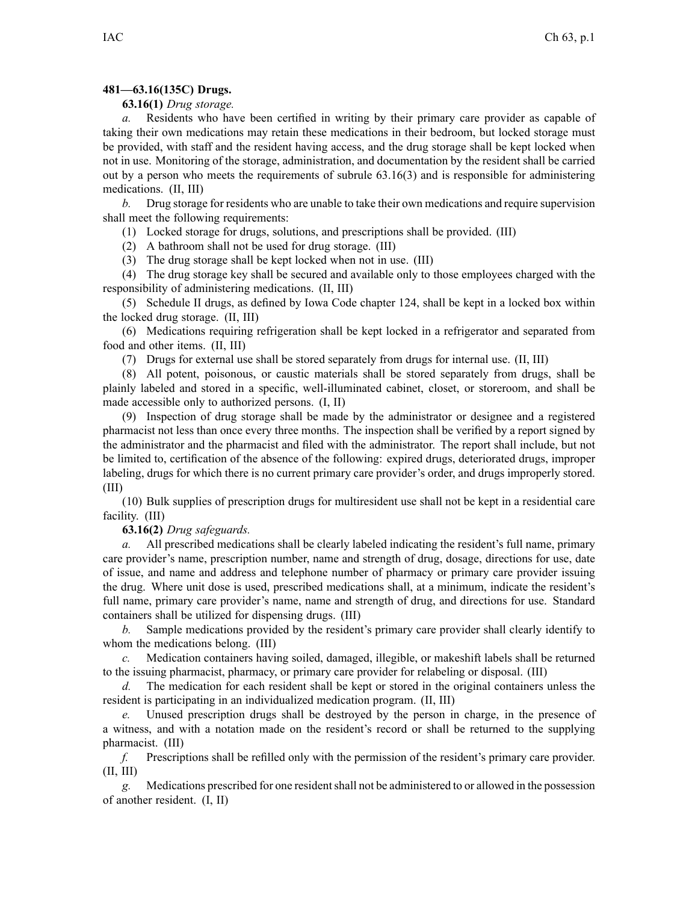**481—63.16(135C) Drugs.**

**63.16(1)** *Drug storage.*

*a.* Residents who have been certified in writing by their primary care provider as capable of taking their own medications may retain these medications in their bedroom, but locked storage must be provided, with staff and the resident having access, and the drug storage shall be kept locked when not in use. Monitoring of the storage, administration, and documentation by the resident shall be carried out by a person who meets the requirements of subrule 63.16(3) and is responsible for administering medications. (II, III)

*b.* Drug storage for residents who are unable to take their own medications and require supervision shall meet the following requirements:

(1) Locked storage for drugs, solutions, and prescriptions shall be provided. (III)

(2) A bathroom shall not be used for drug storage. (III)

(3) The drug storage shall be kept locked when not in use. (III)

(4) The drug storage key shall be secured and available only to those employees charged with the responsibility of administering medications. (II, III)

(5) Schedule II drugs, as defined by Iowa Code chapter 124, shall be kept in a locked box within the locked drug storage. (II, III)

(6) Medications requiring refrigeration shall be kept locked in a refrigerator and separated from food and other items. (II, III)

(7) Drugs for external use shall be stored separately from drugs for internal use. (II, III)

(8) All potent, poisonous, or caustic materials shall be stored separately from drugs, shall be plainly labeled and stored in a specific, well-illuminated cabinet, closet, or storeroom, and shall be made accessible only to authorized persons. (I, II)

(9) Inspection of drug storage shall be made by the administrator or designee and a registered pharmacist not less than once every three months. The inspection shall be verified by a report signed by the administrator and the pharmacist and filed with the administrator. The report shall include, but not be limited to, certification of the absence of the following: expired drugs, deteriorated drugs, improper labeling, drugs for which there is no current primary care provider's order, and drugs improperly stored. (III)

(10) Bulk supplies of prescription drugs for multiresident use shall not be kept in a residential care facility. (III)

**63.16(2)** *Drug safeguards.*

*a.* All prescribed medications shall be clearly labeled indicating the resident's full name, primary care provider's name, prescription number, name and strength of drug, dosage, directions for use, date of issue, and name and address and telephone number of pharmacy or primary care provider issuing the drug. Where unit dose is used, prescribed medications shall, at a minimum, indicate the resident's full name, primary care provider's name, name and strength of drug, and directions for use. Standard containers shall be utilized for dispensing drugs. (III)

*b.* Sample medications provided by the resident's primary care provider shall clearly identify to whom the medications belong. (III)

*c.* Medication containers having soiled, damaged, illegible, or makeshift labels shall be returned to the issuing pharmacist, pharmacy, or primary care provider for relabeling or disposal. (III)

*d.* The medication for each resident shall be kept or stored in the original containers unless the resident is participating in an individualized medication program. (II, III)

*e.* Unused prescription drugs shall be destroyed by the person in charge, in the presence of a witness, and with a notation made on the resident's record or shall be returned to the supplying pharmacist. (III)

*f.* Prescriptions shall be refilled only with the permission of the resident's primary care provider. (II, III)

*g.* Medications prescribed for one resident shall not be administered to or allowed in the possession of another resident. (I, II)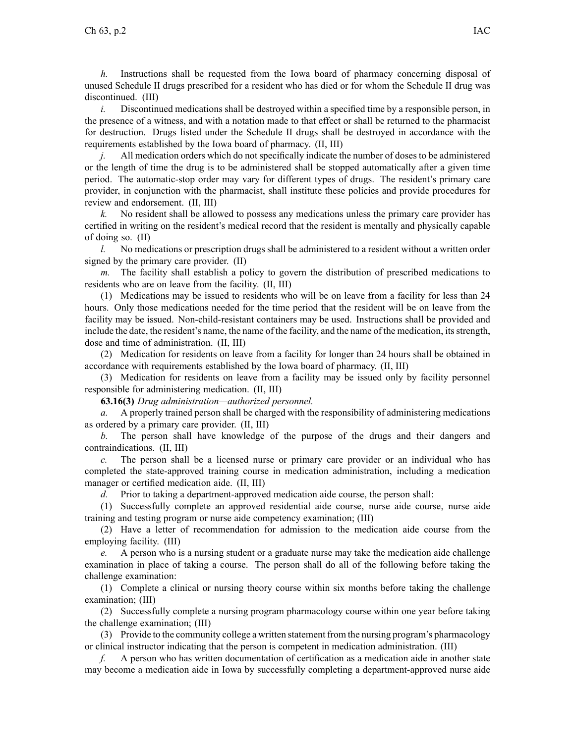*h.* Instructions shall be requested from the Iowa board of pharmacy concerning disposal of unused Schedule II drugs prescribed for a resident who has died or for whom the Schedule II drug was discontinued. (III)

*i.* Discontinued medications shall be destroyed within a specified time by a responsible person, in the presence of a witness, and with a notation made to that effect or shall be returned to the pharmacist for destruction. Drugs listed under the Schedule II drugs shall be destroyed in accordance with the requirements established by the Iowa board of pharmacy. (II, III)

*j.* All medication orders which do not specifically indicate the number of doses to be administered or the length of time the drug is to be administered shall be stopped automatically after a given time period. The automatic-stop order may vary for different types of drugs. The resident's primary care provider, in conjunction with the pharmacist, shall institute these policies and provide procedures for review and endorsement. (II, III)

*k.* No resident shall be allowed to possess any medications unless the primary care provider has certified in writing on the resident's medical record that the resident is mentally and physically capable of doing so. (II)

*l.* No medications or prescription drugs shall be administered to a resident without a written order signed by the primary care provider. (II)

*m.* The facility shall establish a policy to govern the distribution of prescribed medications to residents who are on leave from the facility. (II, III)

(1) Medications may be issued to residents who will be on leave from a facility for less than 24 hours. Only those medications needed for the time period that the resident will be on leave from the facility may be issued. Non-child-resistant containers may be used. Instructions shall be provided and include the date, the resident's name, the name of the facility, and the name of the medication, its strength, dose and time of administration. (II, III)

(2) Medication for residents on leave from a facility for longer than 24 hours shall be obtained in accordance with requirements established by the Iowa board of pharmacy. (II, III)

(3) Medication for residents on leave from a facility may be issued only by facility personnel responsible for administering medication. (II, III)

**63.16(3)** *Drug administration—authorized personnel.*

*a.* A properly trained person shall be charged with the responsibility of administering medications as ordered by a primary care provider. (II, III)

*b.* The person shall have knowledge of the purpose of the drugs and their dangers and contraindications. (II, III)

*c.* The person shall be a licensed nurse or primary care provider or an individual who has completed the state-approved training course in medication administration, including a medication manager or certified medication aide. (II, III)

*d.* Prior to taking a department-approved medication aide course, the person shall:

(1) Successfully complete an approved residential aide course, nurse aide course, nurse aide training and testing program or nurse aide competency examination; (III)

(2) Have a letter of recommendation for admission to the medication aide course from the employing facility. (III)

*e.* A person who is a nursing student or a graduate nurse may take the medication aide challenge examination in place of taking a course. The person shall do all of the following before taking the challenge examination:

(1) Complete a clinical or nursing theory course within six months before taking the challenge examination; (III)

(2) Successfully complete a nursing program pharmacology course within one year before taking the challenge examination; (III)

(3) Provide to the community college a written statement from the nursing program's pharmacology or clinical instructor indicating that the person is competent in medication administration. (III)

*f.* A person who has written documentation of certification as a medication aide in another state may become a medication aide in Iowa by successfully completing a department-approved nurse aide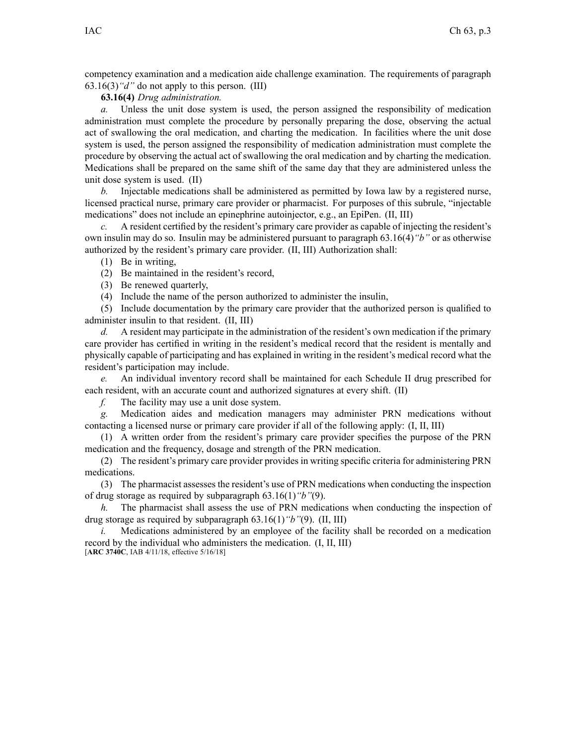competency examination and a medication aide challenge examination. The requirements of paragraph 63.16(3)*"d"* do not apply to this person. (III)

**63.16(4)** *Drug administration.*

*a.* Unless the unit dose system is used, the person assigned the responsibility of medication administration must complete the procedure by personally preparing the dose, observing the actual act of swallowing the oral medication, and charting the medication. In facilities where the unit dose system is used, the person assigned the responsibility of medication administration must complete the procedure by observing the actual act of swallowing the oral medication and by charting the medication. Medications shall be prepared on the same shift of the same day that they are administered unless the unit dose system is used. (II)

*b.* Injectable medications shall be administered as permitted by Iowa law by a registered nurse, licensed practical nurse, primary care provider or pharmacist. For purposes of this subrule, "injectable medications" does not include an epinephrine autoinjector, e.g., an EpiPen. (II, III)

*c.* A resident certified by the resident's primary care provider as capable of injecting the resident's own insulin may do so. Insulin may be administered pursuant to paragraph 63.16(4)*"b"* or as otherwise authorized by the resident's primary care provider. (II, III) Authorization shall:

(1) Be in writing,

(2) Be maintained in the resident's record,

(3) Be renewed quarterly,

(4) Include the name of the person authorized to administer the insulin,

(5) Include documentation by the primary care provider that the authorized person is qualified to administer insulin to that resident. (II, III)

*d.* A resident may participate in the administration of the resident's own medication if the primary care provider has certified in writing in the resident's medical record that the resident is mentally and physically capable of participating and has explained in writing in the resident's medical record what the resident's participation may include.

*e.* An individual inventory record shall be maintained for each Schedule II drug prescribed for each resident, with an accurate count and authorized signatures at every shift. (II)

*f.* The facility may use a unit dose system.

*g.* Medication aides and medication managers may administer PRN medications without contacting a licensed nurse or primary care provider if all of the following apply: (I, II, III)

(1) A written order from the resident's primary care provider specifies the purpose of the PRN medication and the frequency, dosage and strength of the PRN medication.

(2) The resident's primary care provider provides in writing specific criteria for administering PRN medications.

(3) The pharmacist assesses the resident's use of PRN medications when conducting the inspection of drug storage as required by subparagraph 63.16(1)*"b"*(9).

*h.* The pharmacist shall assess the use of PRN medications when conducting the inspection of drug storage as required by subparagraph 63.16(1)*"b"*(9). (II, III)

*i.* Medications administered by an employee of the facility shall be recorded on a medication record by the individual who administers the medication. (I, II, III)

[**ARC 3740C**, IAB 4/11/18, effective 5/16/18]